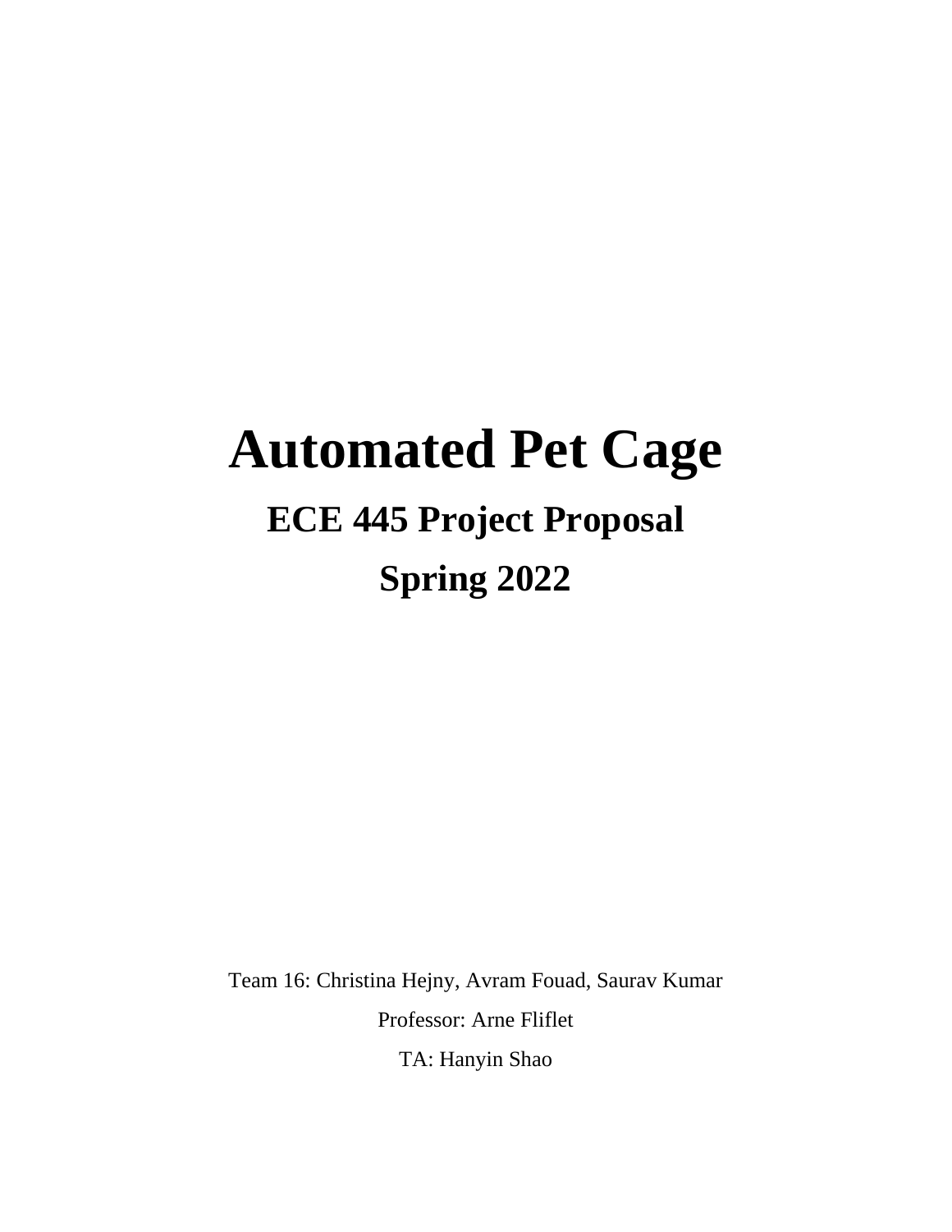# Automated Pet Cage

## ECE 445 Project Proposal

## Spring 2022

Team 16: Christina Hejny, Avram Fouad, Saurav Kumar

Professor: Arne Fliflet

TA: Hanyin Shao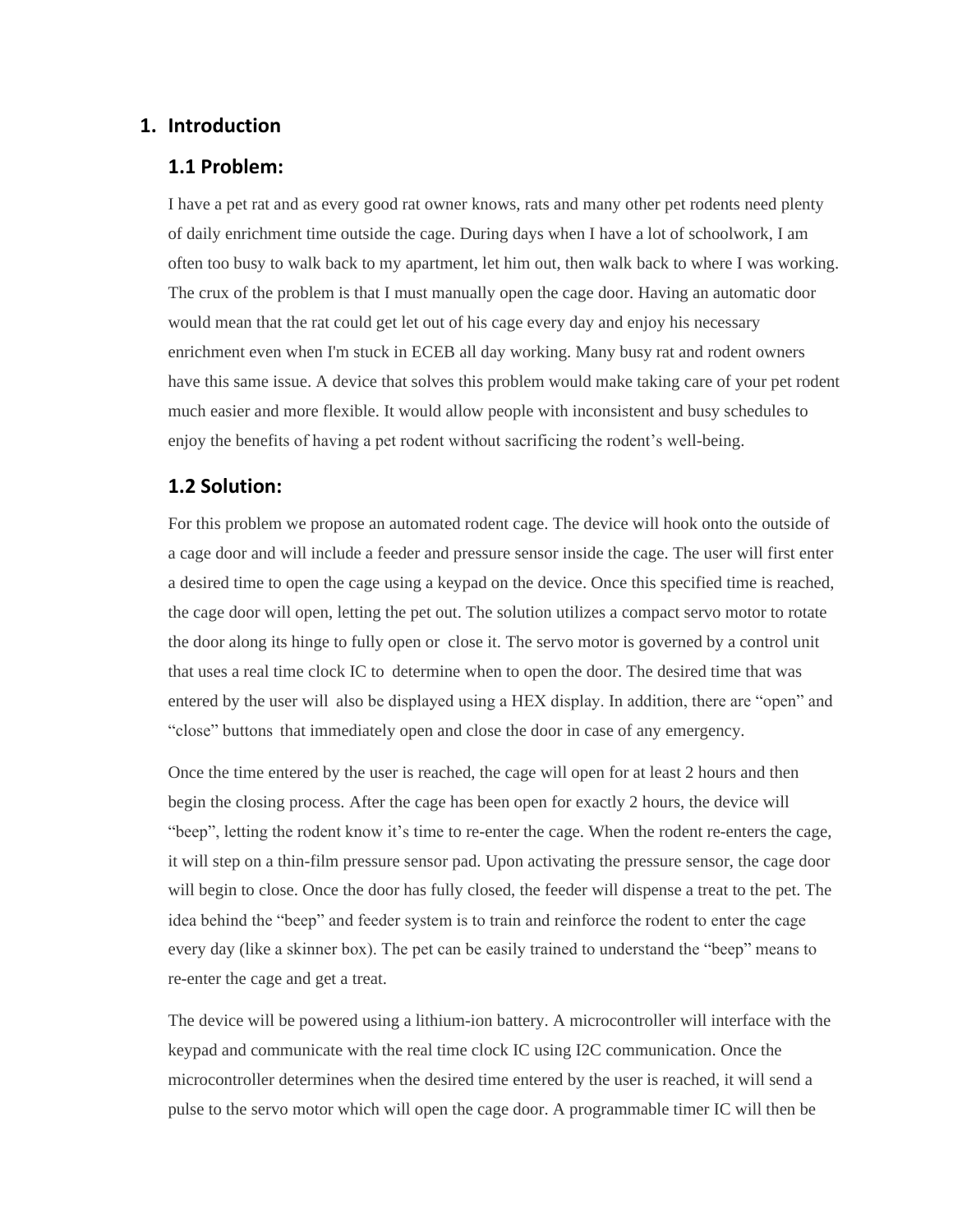# 1. Introduction

## 1.1 Problem:

I have a pet rat and as every good rat owner knows, rats and many other pet rodents need plenty of daily enrichment time outside the cage. During days when I have a lot of schoolwork, I am often too busy to walk back to my apartment, let him out, then walk back to where I was working. The crux of the problem is that I must manually open the cage door. Having an automatic door would mean that the rat could get let out of his cage every day and enjoy his necessary enrichment even when I'm stuck in ECEB all day working. Many busy rat and rodent owners have this same issue. A device that solves this problem would make taking care of your pet rodent much easier and more flexible. It would allow people with inconsistent and busy schedules to enjoy the benefits of having a pet rodent without sacrificing the rodent's well-being.

## 1.2 Solution:

For this problem we propose an automated rodent cage. The device will hook onto the outside of a cage door and will include a feeder and pressure sensor inside the cage. The user will first enter a desired time to open the cage using a keypad on the device. Once this specified time is reached, the cage door will open, letting the pet out. The solution utilizes a compact servo motor to rotate the door along its hinge to fully open or close it. The servo motor is governed by a control unit that uses a real time clock IC to determine when to open the door. The desired time that was entered by the user will also be displayed using a HEX display. In addition, there are "open" and "close" buttons that immediately open and close the door in case of any emergency.

Once the time entered by the user is reached, the cage will open for at least 2 hours and then begin the closing process. After the cage has been open for exactly 2 hours, the device will "beep", letting the rodent know it's time to re-enter the cage. When the rodent re-enters the cage, it will step on a thin-film pressure sensor pad. Upon activating the pressure sensor, the cage door will begin to close. Once the door has fully closed, the feeder will dispense a treat to the pet. The idea behind the "beep" and feeder system is to train and reinforce the rodent to enter the cage every day (like a skinner box). The pet can be easily trained to understand the "beep" means to re-enter the cage and get a treat.

The device will be powered using a lithium-ion battery. A microcontroller will interface with the keypad and communicate with the real time clock IC using I2C communication. Once the microcontroller determines when the desired time entered by the user is reached, it will send a pulse to the servo motor which will open the cage door. A programmable timer IC will then be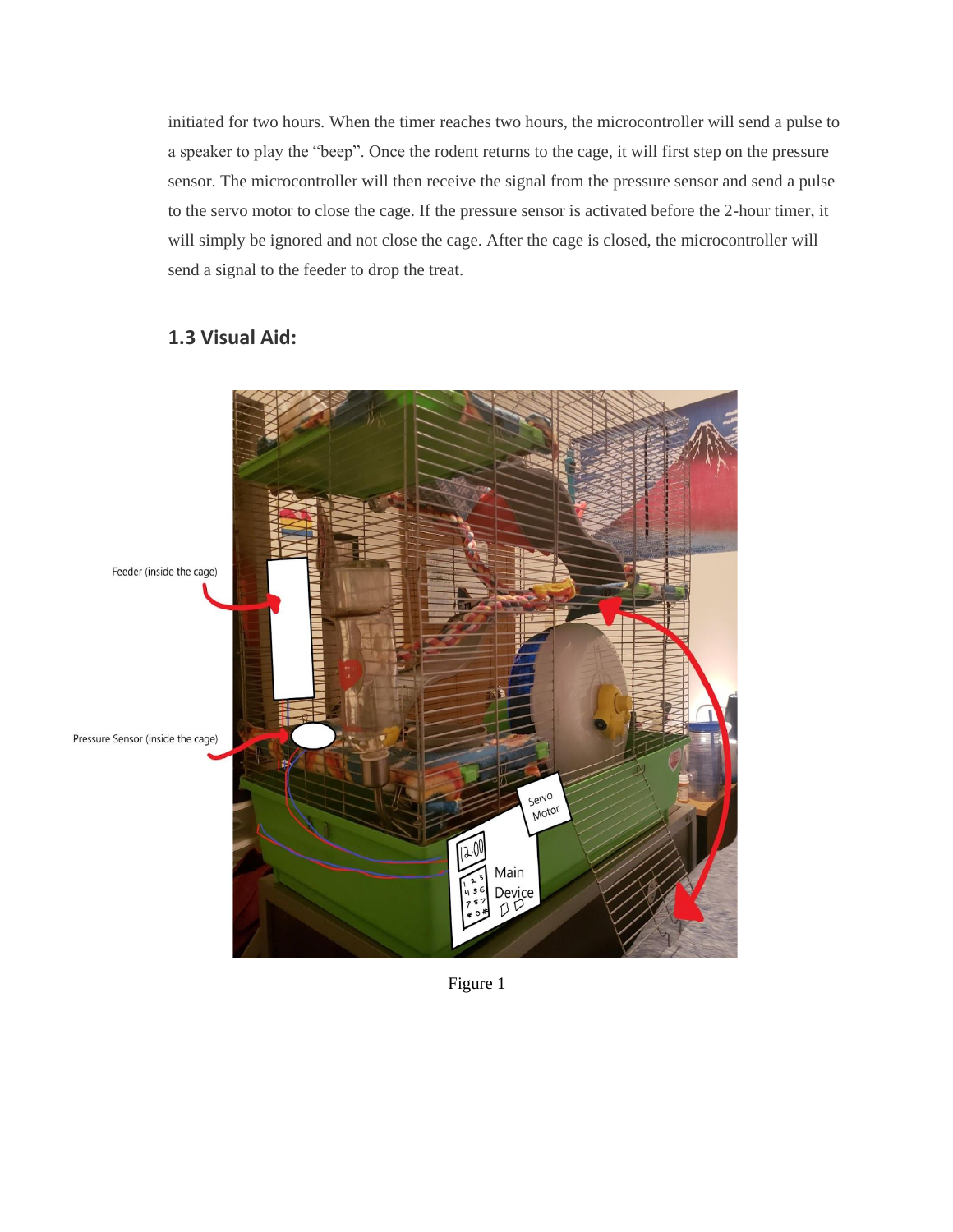initiated for two hours. When the timer reaches two hours, the microcontroller will send a pulse to a speaker to play the "beep". Once the rodent returns to the cage, it will first step on the pressure sensor. The microcontroller will then receive the signal from the pressure sensor and send a pulse to the servo motor to close the cage. If the pressure sensor is activated before the 2-hour timer, it will simply be ignored and not close the cage. After the cage is closed, the microcontroller will send a signal to the feeder to drop the treat.

### 1.3 Visual Aid:

Figure 1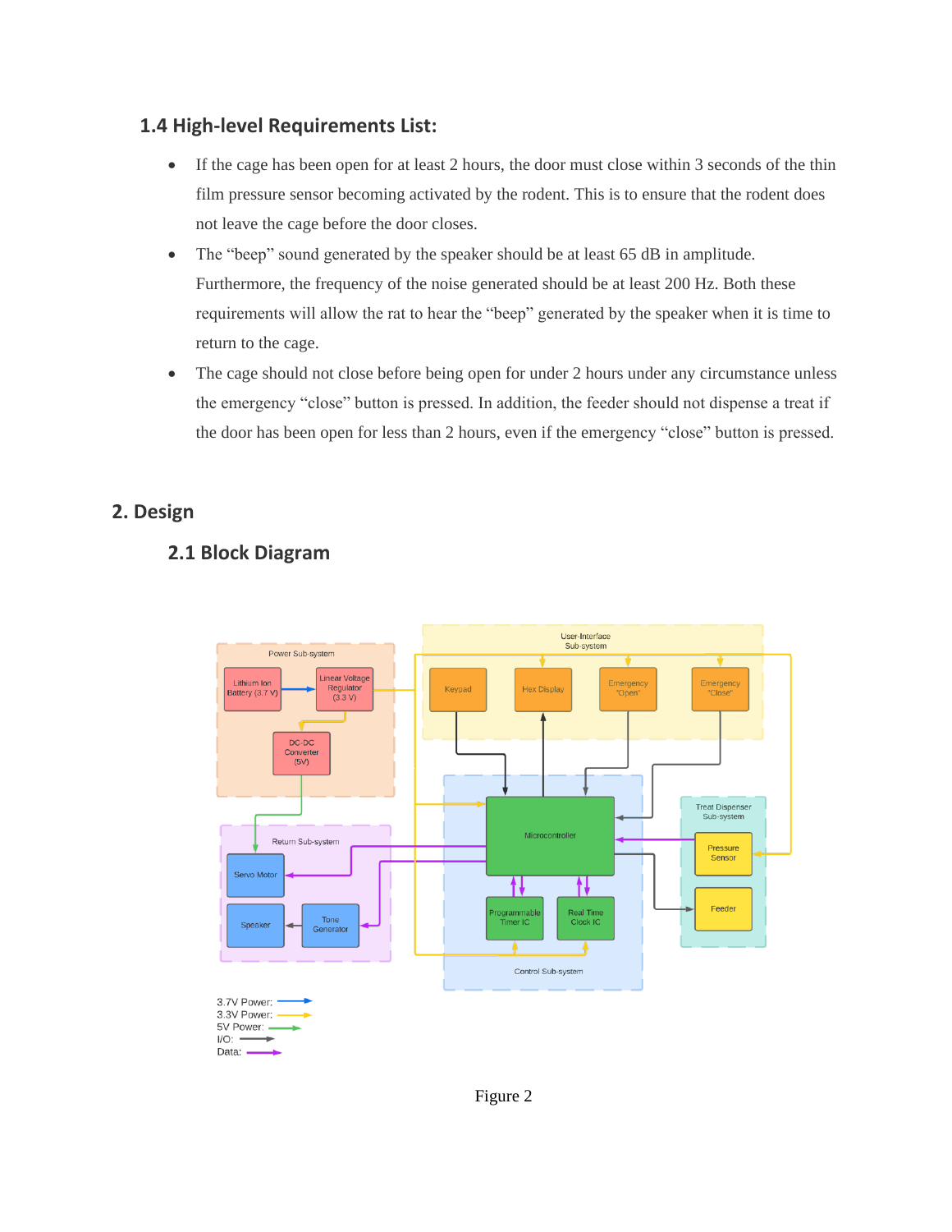### 1.4 High-level Requirements List:

- If the cage has been open for at least 2 hours, the door must close within 3 seconds of the thin film pressure sensor becoming activated by the rodent. This is to ensure that the rodent does not leave the cage before the door closes.
- The "beep" sound generated by the speaker should be at least 65 dB in amplitude. Furthermore, the frequency of the noise generated should be at least 200 Hz. Both these requirements will allow the rat to hear the "beep" generated by the speaker when it is time to return to the cage.
- The cage should not close before being open for under 2 hours under any circumstance unless the emergency "close" button is pressed. In addition, the feeder should not dispense a treat if the door has been open for less than 2 hours, even if the emergency "close" button is pressed.

## 2. Design

### 2.1 Block Diagram

Figure 2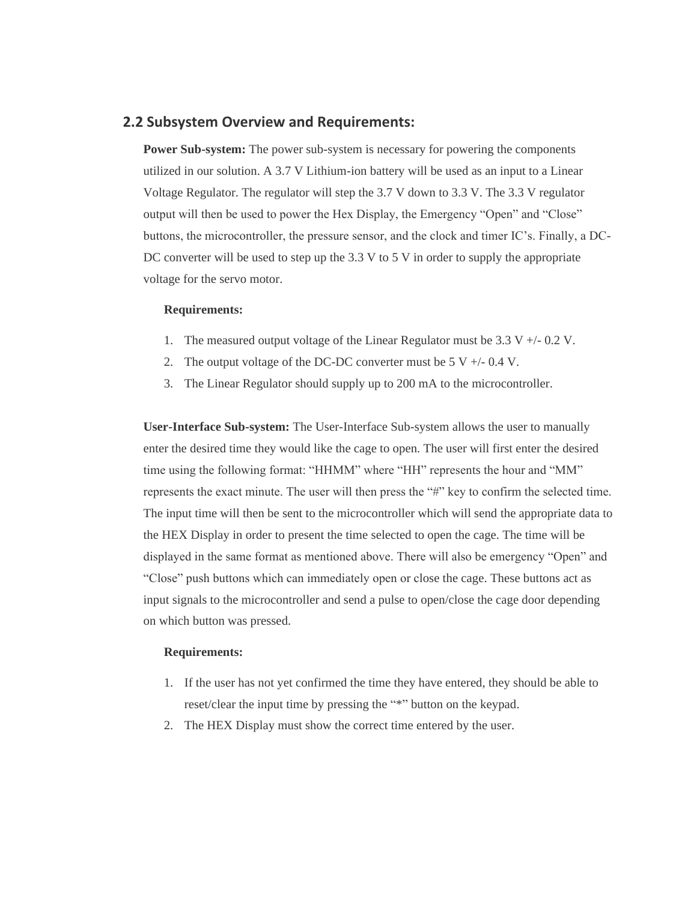## 2.2 Subsystem Overview and Requirements:

**Power Sub-system:** The power sub-system is necessary for powering the components utilized in our solution. A 3.7 V Lithium-ion battery will be used as an input to a Linear Voltage Regulator. The regulator will step the 3.7 V down to 3.3 V. The 3.3 V regulator output will then be used to power the Hex Display, the Emergency "Open" and "Close" buttons, the microcontroller, the pressure sensor, and the clock and timer IC's. Finally, a DC-DC converter will be used to step up the 3.3 V to 5 V in order to supply the appropriate voltage for the servo motor.

**Requirements:**

1. The measured output voltage of the Linear Regulator must be 3.3 V +/- 0.2 V.
2. The output voltage of the DC-DC converter must be 5 V +/- 0.4 V.
3. The Linear Regulator should supply up to 200 mA to the microcontroller.

**User-Interface Sub-system:** The User-Interface Sub-system allows the user to manually enter the desired time they would like the cage to open. The user will first enter the desired time using the following format: "HHMM" where "HH" represents the hour and "MM" represents the exact minute. The user will then press the "#" key to confirm the selected time. The input time will then be sent to the microcontroller which will send the appropriate data to the HEX Display in order to present the time selected to open the cage. The time will be displayed in the same format as mentioned above. There will also be emergency "Open" and "Close" push buttons which can immediately open or close the cage. These buttons act as input signals to the microcontroller and send a pulse to open/close the cage door depending on which button was pressed.

**Requirements:**

1. If the user has not yet confirmed the time they have entered, they should be able to reset/clear the input time by pressing the "*" button on the keypad.
2. The HEX Display must show the correct time entered by the user.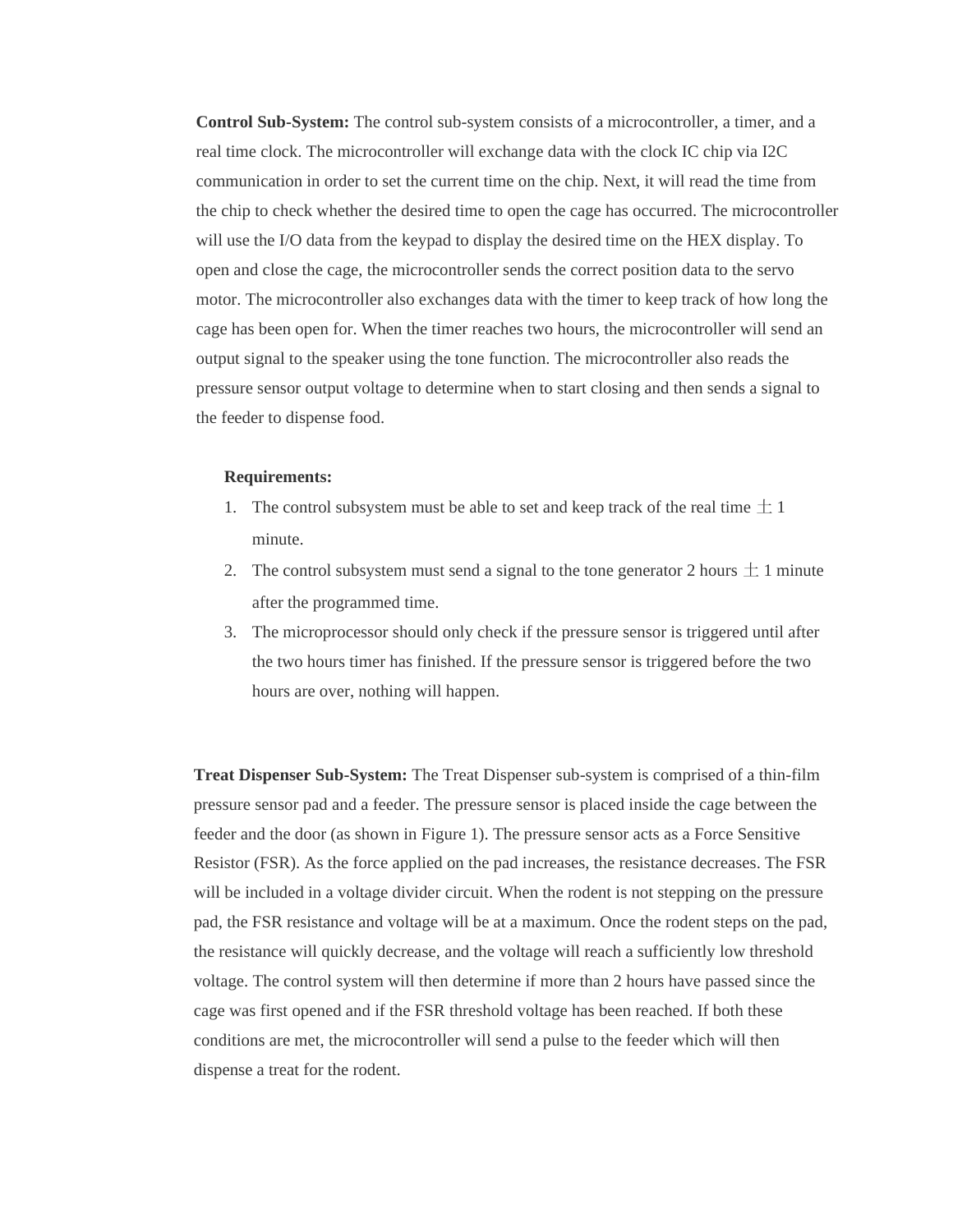**Control Sub-System:** The control sub-system consists of a microcontroller, a timer, and a real time clock. The microcontroller will exchange data with the clock IC chip via I2C communication in order to set the current time on the chip. Next, it will read the time from the chip to check whether the desired time to open the cage has occurred. The microcontroller will use the I/O data from the keypad to display the desired time on the HEX display. To open and close the cage, the microcontroller sends the correct position data to the servo motor. The microcontroller also exchanges data with the timer to keep track of how long the cage has been open for. When the timer reaches two hours, the microcontroller will send an output signal to the speaker using the tone function. The microcontroller also reads the pressure sensor output voltage to determine when to start closing and then sends a signal to the feeder to dispense food.

**Requirements:**

1. The control subsystem must be able to set and keep track of the real time ± 1 minute.
2. The control subsystem must send a signal to the tone generator 2 hours ± 1 minute after the programmed time.
3. The microprocessor should only check if the pressure sensor is triggered until after the two hours timer has finished. If the pressure sensor is triggered before the two hours are over, nothing will happen.

**Treat Dispenser Sub-System:** The Treat Dispenser sub-system is comprised of a thin-film pressure sensor pad and a feeder. The pressure sensor is placed inside the cage between the feeder and the door (as shown in Figure 1). The pressure sensor acts as a Force Sensitive Resistor (FSR). As the force applied on the pad increases, the resistance decreases. The FSR will be included in a voltage divider circuit. When the rodent is not stepping on the pressure pad, the FSR resistance and voltage will be at a maximum. Once the rodent steps on the pad, the resistance will quickly decrease, and the voltage will reach a sufficiently low threshold voltage. The control system will then determine if more than 2 hours have passed since the cage was first opened and if the FSR threshold voltage has been reached. If both these conditions are met, the microcontroller will send a pulse to the feeder which will then dispense a treat for the rodent.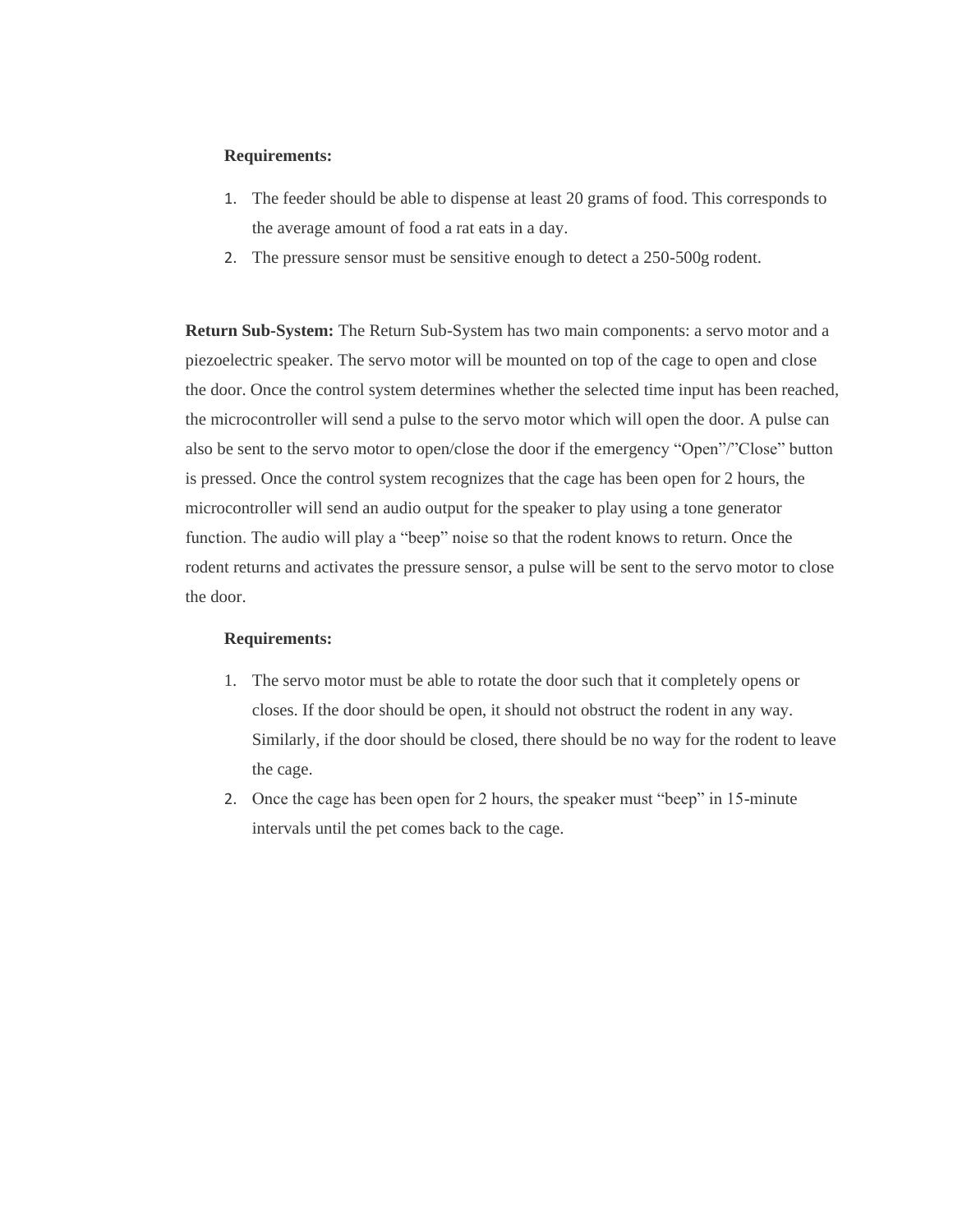**Requirements:**

1. The feeder should be able to dispense at least 20 grams of food. This corresponds to the average amount of food a rat eats in a day.
2. The pressure sensor must be sensitive enough to detect a 250-500g rodent.

**Return Sub-System:** The Return Sub-System has two main components: a servo motor and a piezoelectric speaker. The servo motor will be mounted on top of the cage to open and close the door. Once the control system determines whether the selected time input has been reached, the microcontroller will send a pulse to the servo motor which will open the door. A pulse can also be sent to the servo motor to open/close the door if the emergency "Open"/"Close" button is pressed. Once the control system recognizes that the cage has been open for 2 hours, the microcontroller will send an audio output for the speaker to play using a tone generator function. The audio will play a "beep" noise so that the rodent knows to return. Once the rodent returns and activates the pressure sensor, a pulse will be sent to the servo motor to close the door.

**Requirements:**

1. The servo motor must be able to rotate the door such that it completely opens or closes. If the door should be open, it should not obstruct the rodent in any way. Similarly, if the door should be closed, there should be no way for the rodent to leave the cage.
2. Once the cage has been open for 2 hours, the speaker must "beep" in 15-minute intervals until the pet comes back to the cage.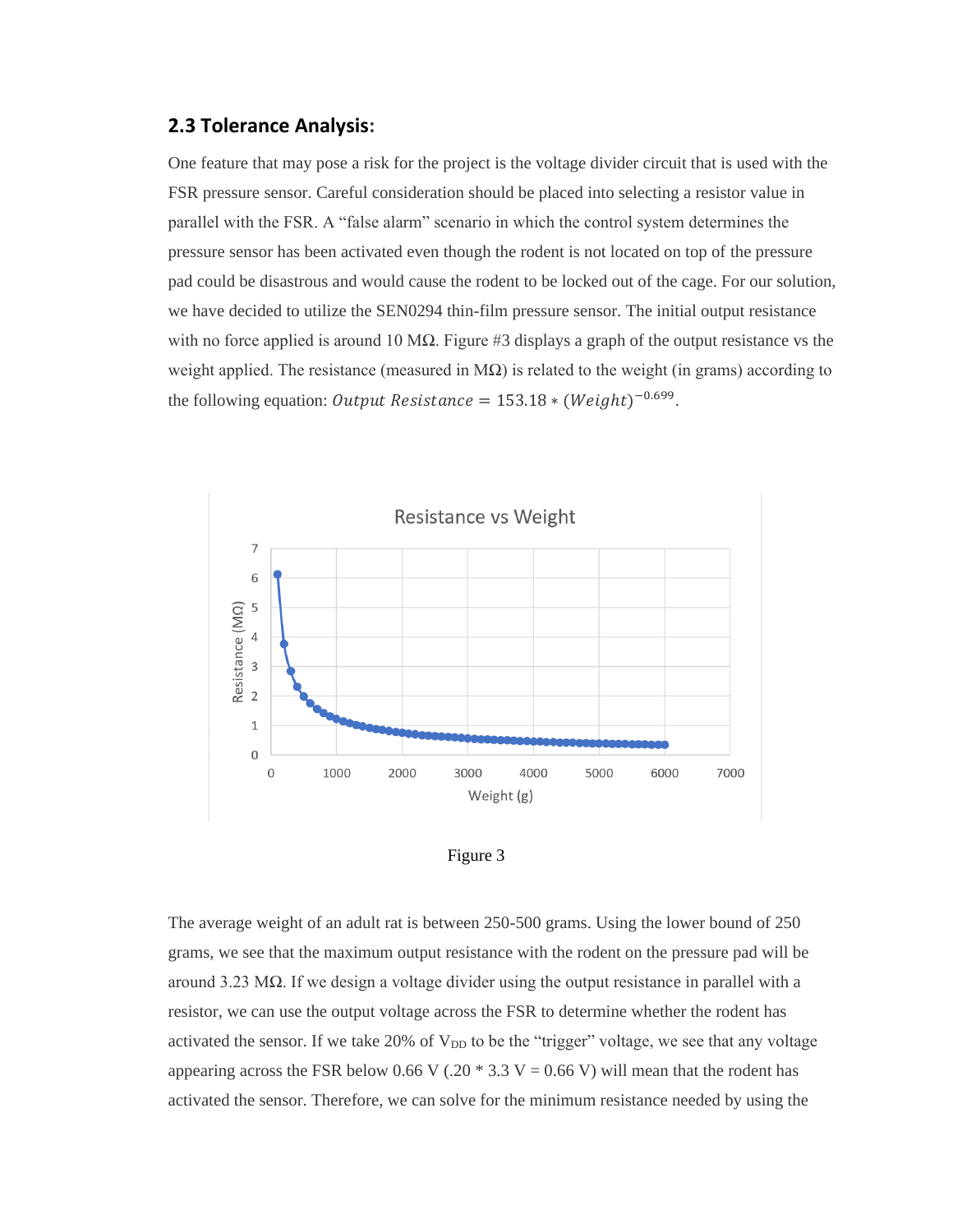## 2.3 Tolerance Analysis:

One feature that may pose a risk for the project is the voltage divider circuit that is used with the FSR pressure sensor. Careful consideration should be placed into selecting a resistor value in parallel with the FSR. A "false alarm" scenario in which the control system determines the pressure sensor has been activated even though the rodent is not located on top of the pressure pad could be disastrous and would cause the rodent to be locked out of the cage. For our solution, we have decided to utilize the SEN0294 thin-film pressure sensor. The initial output resistance with no force applied is around 10 MΩ. Figure #3 displays a graph of the output resistance vs the weight applied. The resistance (measured in MΩ) is related to the weight (in grams) according to the following equation: $Output\ Resistance = 153.18 * (Weight)^{-0.699}$.

Figure 3

The average weight of an adult rat is between 250-500 grams. Using the lower bound of 250 grams, we see that the maximum output resistance with the rodent on the pressure pad will be around 3.23 MΩ. If we design a voltage divider using the output resistance in parallel with a resistor, we can use the output voltage across the FSR to determine whether the rodent has activated the sensor. If we take 20% of $V_{DD}$ to be the "trigger" voltage, we see that any voltage appearing across the FSR below 0.66 V (.20 * 3.3 V = 0.66 V) will mean that the rodent has activated the sensor. Therefore, we can solve for the minimum resistance needed by using the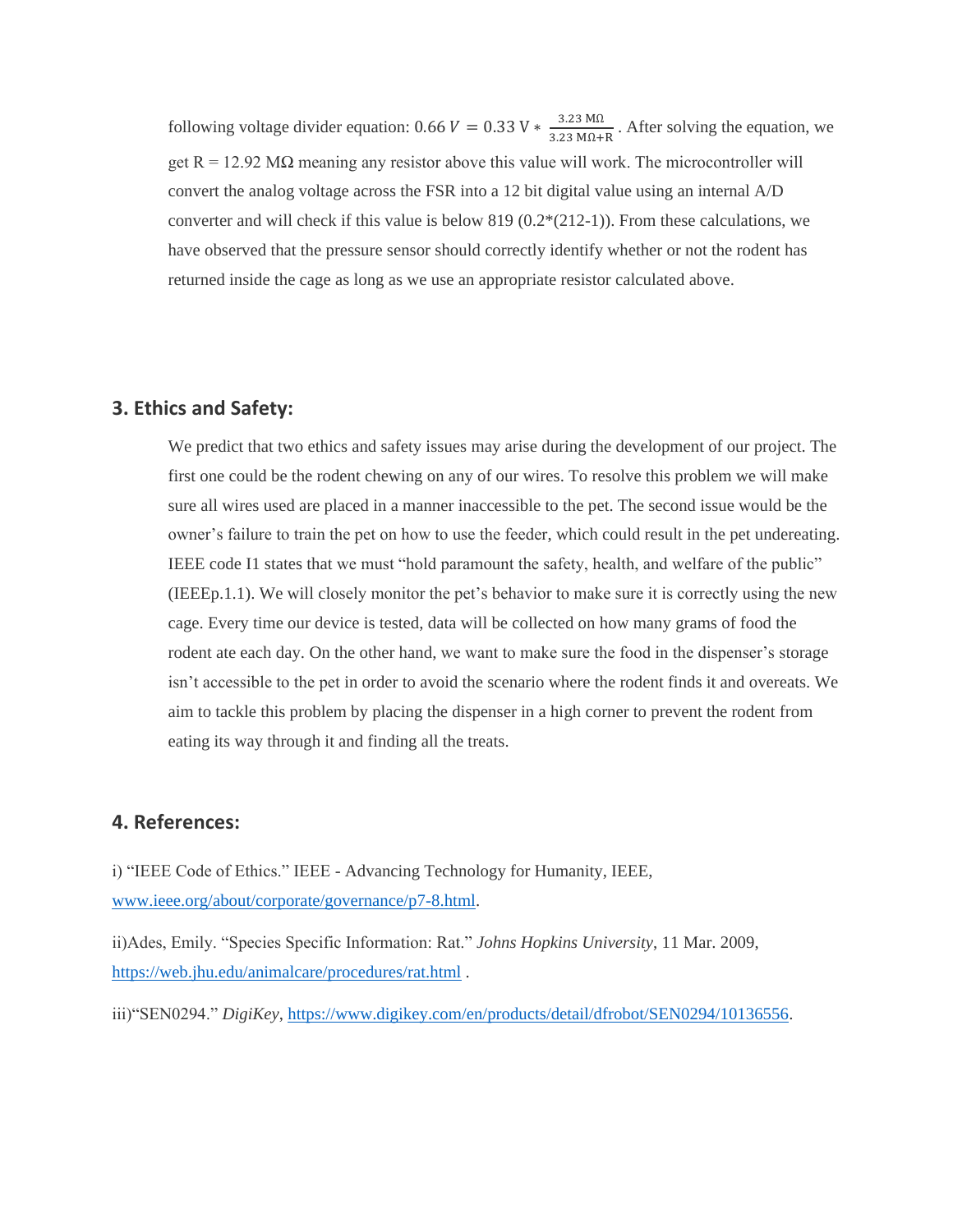following voltage divider equation: $0.66\ V = 0.33\ \text{V} * \frac{3.23\ \text{M}\Omega}{3.23\ \text{M}\Omega + \text{R}}$. After solving the equation, we get R = 12.92 MΩ meaning any resistor above this value will work. The microcontroller will convert the analog voltage across the FSR into a 12 bit digital value using an internal A/D converter and will check if this value is below 819 (0.2*(212-1)). From these calculations, we have observed that the pressure sensor should correctly identify whether or not the rodent has returned inside the cage as long as we use an appropriate resistor calculated above.

## 3. Ethics and Safety:

We predict that two ethics and safety issues may arise during the development of our project. The first one could be the rodent chewing on any of our wires. To resolve this problem we will make sure all wires used are placed in a manner inaccessible to the pet. The second issue would be the owner's failure to train the pet on how to use the feeder, which could result in the pet undereating. IEEE code I1 states that we must "hold paramount the safety, health, and welfare of the public" (IEEEp.1.1). We will closely monitor the pet's behavior to make sure it is correctly using the new cage. Every time our device is tested, data will be collected on how many grams of food the rodent ate each day. On the other hand, we want to make sure the food in the dispenser's storage isn't accessible to the pet in order to avoid the scenario where the rodent finds it and overeats. We aim to tackle this problem by placing the dispenser in a high corner to prevent the rodent from eating its way through it and finding all the treats.

## 4. References:

i) "IEEE Code of Ethics." IEEE - Advancing Technology for Humanity, IEEE, www.ieee.org/about/corporate/governance/p7-8.html.

ii)Ades, Emily. "Species Specific Information: Rat." *Johns Hopkins University*, 11 Mar. 2009, https://web.jhu.edu/animalcare/procedures/rat.html .

iii)"SEN0294." *DigiKey*, https://www.digikey.com/en/products/detail/dfrobot/SEN0294/10136556.